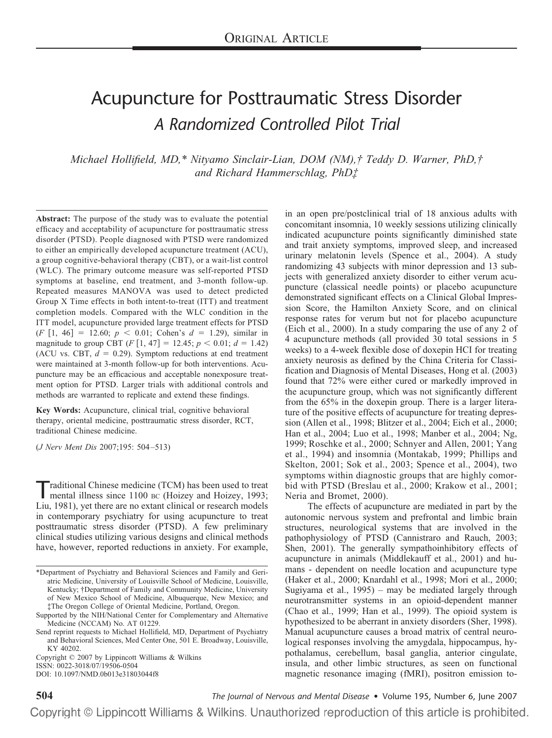ORIGINAL ARTICLE

# Acupuncture for Posttraumatic Stress Disorder

## *A Randomized Controlled Pilot Trial*

*Michael Hollifield, MD,\* Nityamo Sinclair-Lian, DOM (NM),† Teddy D. Warner, PhD,† and Richard Hammerschlag, PhD‡*

**Abstract:** The purpose of the study was to evaluate the potential efficacy and acceptability of acupuncture for posttraumatic stress disorder (PTSD). People diagnosed with PTSD were randomized to either an empirically developed acupuncture treatment (ACU), a group cognitive-behavioral therapy (CBT), or a wait-list control (WLC). The primary outcome measure was self-reported PTSD symptoms at baseline, end treatment, and 3-month follow-up. Repeated measures MANOVA was used to detect predicted Group X Time effects in both intent-to-treat (ITT) and treatment completion models. Compared with the WLC condition in the ITT model, acupuncture provided large treatment effects for PTSD ($F$ [1, 46] = 12.60; $p < 0.01$; Cohen's $d = 1.29$), similar in magnitude to group CBT ($F$ [1, 47] = 12.45; $p < 0.01$; $d = 1.42$) (ACU vs. CBT, $d = 0.29$). Symptom reductions at end treatment were maintained at 3-month follow-up for both interventions. Acupuncture may be an efficacious and acceptable nonexposure treatment option for PTSD. Larger trials with additional controls and methods are warranted to replicate and extend these findings.

**Key Words:** Acupuncture, clinical trial, cognitive behavioral therapy, oriental medicine, posttraumatic stress disorder, RCT, traditional Chinese medicine.

(*J Nerv Ment Dis* 2007;195: 504–513)

Traditional Chinese medicine (TCM) has been used to treat mental illness since 1100 BC (Hoizey and Hoizey, 1993; Liu, 1981), yet there are no extant clinical or research models in contemporary psychiatry for using acupuncture to treat posttraumatic stress disorder (PTSD). A few preliminary clinical studies utilizing various designs and clinical methods have, however, reported reductions in anxiety. For example, in an open pre/postclinical trial of 18 anxious adults with concomitant insomnia, 10 weekly sessions utilizing clinically indicated acupuncture points significantly diminished state and trait anxiety symptoms, improved sleep, and increased urinary melatonin levels (Spence et al., 2004). A study randomizing 43 subjects with minor depression and 13 subjects with generalized anxiety disorder to either verum acupuncture (classical needle points) or placebo acupuncture demonstrated significant effects on a Clinical Global Impression Score, the Hamilton Anxiety Score, and on clinical response rates for verum but not for placebo acupuncture (Eich et al., 2000). In a study comparing the use of any 2 of 4 acupuncture methods (all provided 30 total sessions in 5 weeks) to a 4-week flexible dose of doxepin HCl for treating anxiety neurosis as defined by the China Criteria for Classification and Diagnosis of Mental Diseases, Hong et al. (2003) found that 72% were either cured or markedly improved in the acupuncture group, which was not significantly different from the 65% in the doxepin group. There is a larger literature of the positive effects of acupuncture for treating depression (Allen et al., 1998; Blitzer et al., 2004; Eich et al., 2000; Han et al., 2004; Luo et al., 1998; Manber et al., 2004; Ng, 1999; Roschke et al., 2000; Schnyer and Allen, 2001; Yang et al., 1994) and insomnia (Montakab, 1999; Phillips and Skelton, 2001; Sok et al., 2003; Spence et al., 2004), two symptoms within diagnostic groups that are highly comorbid with PTSD (Breslau et al., 2000; Krakow et al., 2001; Neria and Bromet, 2000).

The effects of acupuncture are mediated in part by the autonomic nervous system and prefrontal and limbic brain structures, neurological systems that are involved in the pathophysiology of PTSD (Cannistraro and Rauch, 2003; Shen, 2001). The generally sympathoinhibitory effects of acupuncture in animals (Middlekauff et al., 2001) and humans - dependent on needle location and acupuncture type (Haker et al., 2000; Knardahl et al., 1998; Mori et al., 2000; Sugiyama et al., 1995) – may be mediated largely through neurotransmitter systems in an opioid-dependent manner (Chao et al., 1999; Han et al., 1999). The opioid system is hypothesized to be aberrant in anxiety disorders (Sher, 1998). Manual acupuncture causes a broad matrix of central neurological responses involving the amygdala, hippocampus, hypothalamus, cerebellum, basal ganglia, anterior cingulate, insula, and other limbic structures, as seen on functional magnetic resonance imaging (fMRI), positron emission to-

---

\*Department of Psychiatry and Behavioral Sciences and Family and Geriatric Medicine, University of Louisville School of Medicine, Louisville, Kentucky; †Department of Family and Community Medicine, University of New Mexico School of Medicine, Albuquerque, New Mexico; and ‡The Oregon College of Oriental Medicine, Portland, Oregon.

Supported by the NIH/National Center for Complementary and Alternative Medicine (NCCAM) No. AT 01229.

Send reprint requests to Michael Hollifield, MD, Department of Psychiatry and Behavioral Sciences, Med Center One, 501 E. Broadway, Louisville, KY 40202.

Copyright © 2007 by Lippincott Williams & Wilkins

ISSN: 0022-3018/07/19506-0504

DOI: 10.1097/NMD.0b013e31803044f8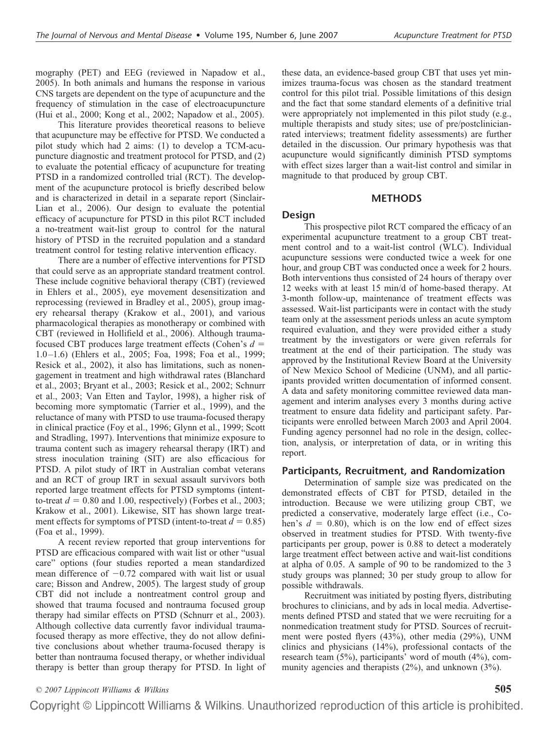mography (PET) and EEG (reviewed in Napadow et al., 2005). In both animals and humans the response in various CNS targets are dependent on the type of acupuncture and the frequency of stimulation in the case of electroacupuncture (Hui et al., 2000; Kong et al., 2002; Napadow et al., 2005).

This literature provides theoretical reasons to believe that acupuncture may be effective for PTSD. We conducted a pilot study which had 2 aims: (1) to develop a TCM-acupuncture diagnostic and treatment protocol for PTSD, and (2) to evaluate the potential efficacy of acupuncture for treating PTSD in a randomized controlled trial (RCT). The development of the acupuncture protocol is briefly described below and is characterized in detail in a separate report (Sinclair-Lian et al., 2006). Our design to evaluate the potential efficacy of acupuncture for PTSD in this pilot RCT included a no-treatment wait-list group to control for the natural history of PTSD in the recruited population and a standard treatment control for testing relative intervention efficacy.

There are a number of effective interventions for PTSD that could serve as an appropriate standard treatment control. These include cognitive behavioral therapy (CBT) (reviewed in Ehlers et al., 2005), eye movement desensitization and reprocessing (reviewed in Bradley et al., 2005), group imagery rehearsal therapy (Krakow et al., 2001), and various pharmacological therapies as monotherapy or combined with CBT (reviewed in Hollifield et al., 2006). Although trauma-focused CBT produces large treatment effects (Cohen's $d$ = 1.0–1.6) (Ehlers et al., 2005; Foa, 1998; Foa et al., 1999; Resick et al., 2002), it also has limitations, such as nonengagement in treatment and high withdrawal rates (Blanchard et al., 2003; Bryant et al., 2003; Resick et al., 2002; Schnurr et al., 2003; Van Etten and Taylor, 1998), a higher risk of becoming more symptomatic (Tarrier et al., 1999), and the reluctance of many with PTSD to use trauma-focused therapy in clinical practice (Foy et al., 1996; Glynn et al., 1999; Scott and Stradling, 1997). Interventions that minimize exposure to trauma content such as imagery rehearsal therapy (IRT) and stress inoculation training (SIT) are also efficacious for PTSD. A pilot study of IRT in Australian combat veterans and an RCT of group IRT in sexual assault survivors both reported large treatment effects for PTSD symptoms (intent-to-treat $d$ = 0.80 and 1.00, respectively) (Forbes et al., 2003; Krakow et al., 2001). Likewise, SIT has shown large treatment effects for symptoms of PTSD (intent-to-treat $d$ = 0.85) (Foa et al., 1999).

A recent review reported that group interventions for PTSD are efficacious compared with wait list or other "usual care" options (four studies reported a mean standardized mean difference of −0.72 compared with wait list or usual care; Bisson and Andrew, 2005). The largest study of group CBT did not include a nontreatment control group and showed that trauma focused and nontrauma focused group therapy had similar effects on PTSD (Schnurr et al., 2003). Although collective data currently favor individual trauma-focused therapy as more effective, they do not allow definitive conclusions about whether trauma-focused therapy is better than nontrauma focused therapy, or whether individual therapy is better than group therapy for PTSD. In light of these data, an evidence-based group CBT that uses yet minimizes trauma-focus was chosen as the standard treatment control for this pilot trial. Possible limitations of this design and the fact that some standard elements of a definitive trial were appropriately not implemented in this pilot study (e.g., multiple therapists and study sites; use of pre/postclinician-rated interviews; treatment fidelity assessments) are further detailed in the discussion. Our primary hypothesis was that acupuncture would significantly diminish PTSD symptoms with effect sizes larger than a wait-list control and similar in magnitude to that produced by group CBT.

## METHODS

### Design

This prospective pilot RCT compared the efficacy of an experimental acupuncture treatment to a group CBT treatment control and to a wait-list control (WLC). Individual acupuncture sessions were conducted twice a week for one hour, and group CBT was conducted once a week for 2 hours. Both interventions thus consisted of 24 hours of therapy over 12 weeks with at least 15 min/d of home-based therapy. At 3-month follow-up, maintenance of treatment effects was assessed. Wait-list participants were in contact with the study team only at the assessment periods unless an acute symptom required evaluation, and they were provided either a study treatment by the investigators or were given referrals for treatment at the end of their participation. The study was approved by the Institutional Review Board at the University of New Mexico School of Medicine (UNM), and all participants provided written documentation of informed consent. A data and safety monitoring committee reviewed data management and interim analyses every 3 months during active treatment to ensure data fidelity and participant safety. Participants were enrolled between March 2003 and April 2004. Funding agency personnel had no role in the design, collection, analysis, or interpretation of data, or in writing this report.

### Participants, Recruitment, and Randomization

Determination of sample size was predicated on the demonstrated effects of CBT for PTSD, detailed in the introduction. Because we were utilizing group CBT, we predicted a conservative, moderately large effect (i.e., Cohen's $d$ = 0.80), which is on the low end of effect sizes observed in treatment studies for PTSD. With twenty-five participants per group, power is 0.88 to detect a moderately large treatment effect between active and wait-list conditions at alpha of 0.05. A sample of 90 to be randomized to the 3 study groups was planned; 30 per study group to allow for possible withdrawals.

Recruitment was initiated by posting flyers, distributing brochures to clinicians, and by ads in local media. Advertisements defined PTSD and stated that we were recruiting for a nonmedication treatment study for PTSD. Sources of recruitment were posted flyers (43%), other media (29%), UNM clinics and physicians (14%), professional contacts of the research team (5%), participants' word of mouth (4%), community agencies and therapists (2%), and unknown (3%).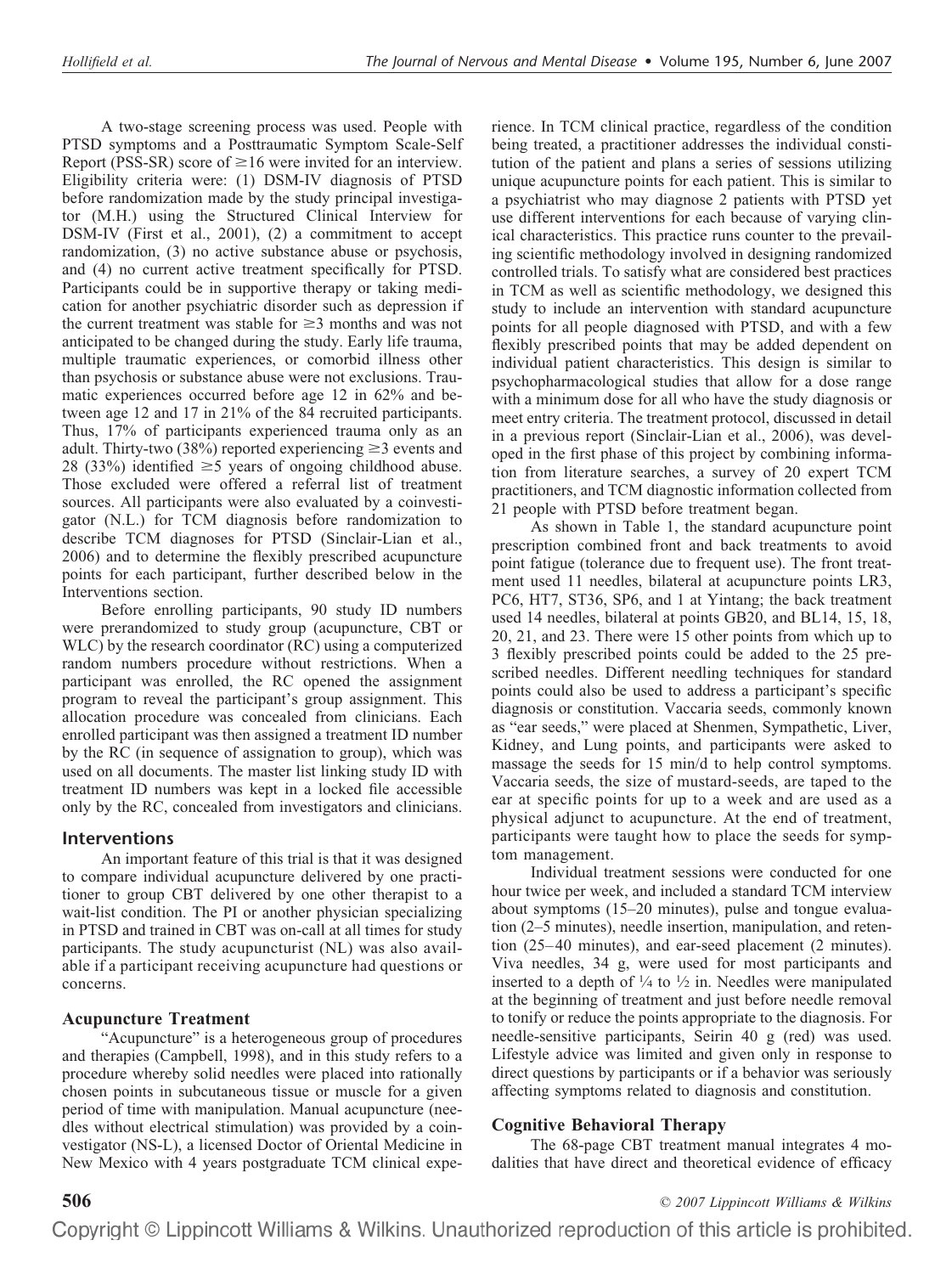A two-stage screening process was used. People with PTSD symptoms and a Posttraumatic Symptom Scale-Self Report (PSS-SR) score of ≥16 were invited for an interview. Eligibility criteria were: (1) DSM-IV diagnosis of PTSD before randomization made by the study principal investigator (M.H.) using the Structured Clinical Interview for DSM-IV (First et al., 2001), (2) a commitment to accept randomization, (3) no active substance abuse or psychosis, and (4) no current active treatment specifically for PTSD. Participants could be in supportive therapy or taking medication for another psychiatric disorder such as depression if the current treatment was stable for ≥3 months and was not anticipated to be changed during the study. Early life trauma, multiple traumatic experiences, or comorbid illness other than psychosis or substance abuse were not exclusions. Traumatic experiences occurred before age 12 in 62% and between age 12 and 17 in 21% of the 84 recruited participants. Thus, 17% of participants experienced trauma only as an adult. Thirty-two (38%) reported experiencing ≥3 events and 28 (33%) identified ≥5 years of ongoing childhood abuse. Those excluded were offered a referral list of treatment sources. All participants were also evaluated by a coinvestigator (N.L.) for TCM diagnosis before randomization to describe TCM diagnoses for PTSD (Sinclair-Lian et al., 2006) and to determine the flexibly prescribed acupuncture points for each participant, further described below in the Interventions section.

Before enrolling participants, 90 study ID numbers were prerandomized to study group (acupuncture, CBT or WLC) by the research coordinator (RC) using a computerized random numbers procedure without restrictions. When a participant was enrolled, the RC opened the assignment program to reveal the participant's group assignment. This allocation procedure was concealed from clinicians. Each enrolled participant was then assigned a treatment ID number by the RC (in sequence of assignation to group), which was used on all documents. The master list linking study ID with treatment ID numbers was kept in a locked file accessible only by the RC, concealed from investigators and clinicians.

## Interventions

An important feature of this trial is that it was designed to compare individual acupuncture delivered by one practitioner to group CBT delivered by one other therapist to a wait-list condition. The PI or another physician specializing in PTSD and trained in CBT was on-call at all times for study participants. The study acupuncturist (NL) was also available if a participant receiving acupuncture had questions or concerns.

### Acupuncture Treatment

"Acupuncture" is a heterogeneous group of procedures and therapies (Campbell, 1998), and in this study refers to a procedure whereby solid needles were placed into rationally chosen points in subcutaneous tissue or muscle for a given period of time with manipulation. Manual acupuncture (needles without electrical stimulation) was provided by a coinvestigator (NS-L), a licensed Doctor of Oriental Medicine in New Mexico with 4 years postgraduate TCM clinical experience. In TCM clinical practice, regardless of the condition being treated, a practitioner addresses the individual constitution of the patient and plans a series of sessions utilizing unique acupuncture points for each patient. This is similar to a psychiatrist who may diagnose 2 patients with PTSD yet use different interventions for each because of varying clinical characteristics. This practice runs counter to the prevailing scientific methodology involved in designing randomized controlled trials. To satisfy what are considered best practices in TCM as well as scientific methodology, we designed this study to include an intervention with standard acupuncture points for all people diagnosed with PTSD, and with a few flexibly prescribed points that may be added dependent on individual patient characteristics. This design is similar to psychopharmacological studies that allow for a dose range with a minimum dose for all who have the study diagnosis or meet entry criteria. The treatment protocol, discussed in detail in a previous report (Sinclair-Lian et al., 2006), was developed in the first phase of this project by combining information from literature searches, a survey of 20 expert TCM practitioners, and TCM diagnostic information collected from 21 people with PTSD before treatment began.

As shown in Table 1, the standard acupuncture point prescription combined front and back treatments to avoid point fatigue (tolerance due to frequent use). The front treatment used 11 needles, bilateral at acupuncture points LR3, PC6, HT7, ST36, SP6, and 1 at Yintang; the back treatment used 14 needles, bilateral at points GB20, and BL14, 15, 18, 20, 21, and 23. There were 15 other points from which up to 3 flexibly prescribed points could be added to the 25 prescribed needles. Different needling techniques for standard points could also be used to address a participant's specific diagnosis or constitution. Vaccaria seeds, commonly known as "ear seeds," were placed at Shenmen, Sympathetic, Liver, Kidney, and Lung points, and participants were asked to massage the seeds for 15 min/d to help control symptoms. Vaccaria seeds, the size of mustard-seeds, are taped to the ear at specific points for up to a week and are used as a physical adjunct to acupuncture. At the end of treatment, participants were taught how to place the seeds for symptom management.

Individual treatment sessions were conducted for one hour twice per week, and included a standard TCM interview about symptoms (15–20 minutes), pulse and tongue evaluation (2–5 minutes), needle insertion, manipulation, and retention (25–40 minutes), and ear-seed placement (2 minutes). Viva needles, 34 g, were used for most participants and inserted to a depth of ¼ to ½ in. Needles were manipulated at the beginning of treatment and just before needle removal to tonify or reduce the points appropriate to the diagnosis. For needle-sensitive participants, Seirin 40 g (red) was used. Lifestyle advice was limited and given only in response to direct questions by participants or if a behavior was seriously affecting symptoms related to diagnosis and constitution.

### Cognitive Behavioral Therapy

The 68-page CBT treatment manual integrates 4 modalities that have direct and theoretical evidence of efficacy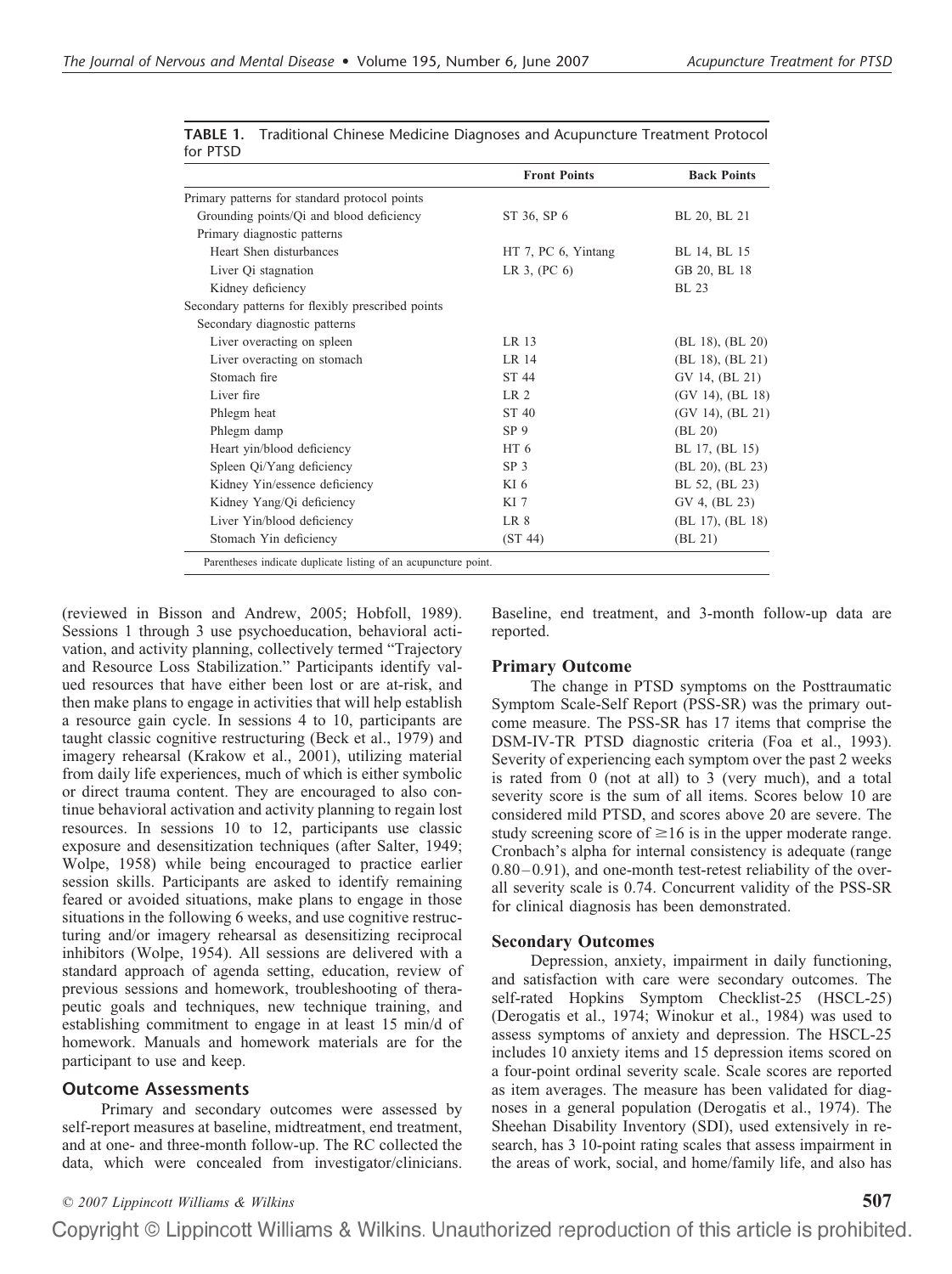**TABLE 1.** Traditional Chinese Medicine Diagnoses and Acupuncture Treatment Protocol for PTSD

| | Front Points | Back Points |
|---|---|---|
| Primary patterns for standard protocol points | | |
| Grounding points/Qi and blood deficiency | ST 36, SP 6 | BL 20, BL 21 |
| Primary diagnostic patterns | | |
| Heart Shen disturbances | HT 7, PC 6, Yintang | BL 14, BL 15 |
| Liver Qi stagnation | LR 3, (PC 6) | GB 20, BL 18 |
| Kidney deficiency | | BL 23 |
| Secondary patterns for flexibly prescribed points | | |
| Secondary diagnostic patterns | | |
| Liver overacting on spleen | LR 13 | (BL 18), (BL 20) |
| Liver overacting on stomach | LR 14 | (BL 18), (BL 21) |
| Stomach fire | ST 44 | GV 14, (BL 21) |
| Liver fire | LR 2 | (GV 14), (BL 18) |
| Phlegm heat | ST 40 | (GV 14), (BL 21) |
| Phlegm damp | SP 9 | (BL 20) |
| Heart yin/blood deficiency | HT 6 | BL 17, (BL 15) |
| Spleen Qi/Yang deficiency | SP 3 | (BL 20), (BL 23) |
| Kidney Yin/essence deficiency | KI 6 | BL 52, (BL 23) |
| Kidney Yang/Qi deficiency | KI 7 | GV 4, (BL 23) |
| Liver Yin/blood deficiency | LR 8 | (BL 17), (BL 18) |
| Stomach Yin deficiency | (ST 44) | (BL 21) |

Parentheses indicate duplicate listing of an acupuncture point.

(reviewed in Bisson and Andrew, 2005; Hobfoll, 1989). Sessions 1 through 3 use psychoeducation, behavioral activation, and activity planning, collectively termed "Trajectory and Resource Loss Stabilization." Participants identify valued resources that have either been lost or are at-risk, and then make plans to engage in activities that will help establish a resource gain cycle. In sessions 4 to 10, participants are taught classic cognitive restructuring (Beck et al., 1979) and imagery rehearsal (Krakow et al., 2001), utilizing material from daily life experiences, much of which is either symbolic or direct trauma content. They are encouraged to also continue behavioral activation and activity planning to regain lost resources. In sessions 10 to 12, participants use classic exposure and desensitization techniques (after Salter, 1949; Wolpe, 1958) while being encouraged to practice earlier session skills. Participants are asked to identify remaining feared or avoided situations, make plans to engage in those situations in the following 6 weeks, and use cognitive restructuring and/or imagery rehearsal as desensitizing reciprocal inhibitors (Wolpe, 1954). All sessions are delivered with a standard approach of agenda setting, education, review of previous sessions and homework, troubleshooting of therapeutic goals and techniques, new technique training, and establishing commitment to engage in at least 15 min/d of homework. Manuals and homework materials are for the participant to use and keep.

### Outcome Assessments

Primary and secondary outcomes were assessed by self-report measures at baseline, midtreatment, end treatment, and at one- and three-month follow-up. The RC collected the data, which were concealed from investigator/clinicians. Baseline, end treatment, and 3-month follow-up data are reported.

### Primary Outcome

The change in PTSD symptoms on the Posttraumatic Symptom Scale-Self Report (PSS-SR) was the primary outcome measure. The PSS-SR has 17 items that comprise the DSM-IV-TR PTSD diagnostic criteria (Foa et al., 1993). Severity of experiencing each symptom over the past 2 weeks is rated from 0 (not at all) to 3 (very much), and a total severity score is the sum of all items. Scores below 10 are considered mild PTSD, and scores above 20 are severe. The study screening score of $\geq$16 is in the upper moderate range. Cronbach's alpha for internal consistency is adequate (range 0.80–0.91), and one-month test-retest reliability of the overall severity scale is 0.74. Concurrent validity of the PSS-SR for clinical diagnosis has been demonstrated.

### Secondary Outcomes

Depression, anxiety, impairment in daily functioning, and satisfaction with care were secondary outcomes. The self-rated Hopkins Symptom Checklist-25 (HSCL-25) (Derogatis et al., 1974; Winokur et al., 1984) was used to assess symptoms of anxiety and depression. The HSCL-25 includes 10 anxiety items and 15 depression items scored on a four-point ordinal severity scale. Scale scores are reported as item averages. The measure has been validated for diagnoses in a general population (Derogatis et al., 1974). The Sheehan Disability Inventory (SDI), used extensively in research, has 3 10-point rating scales that assess impairment in the areas of work, social, and home/family life, and also has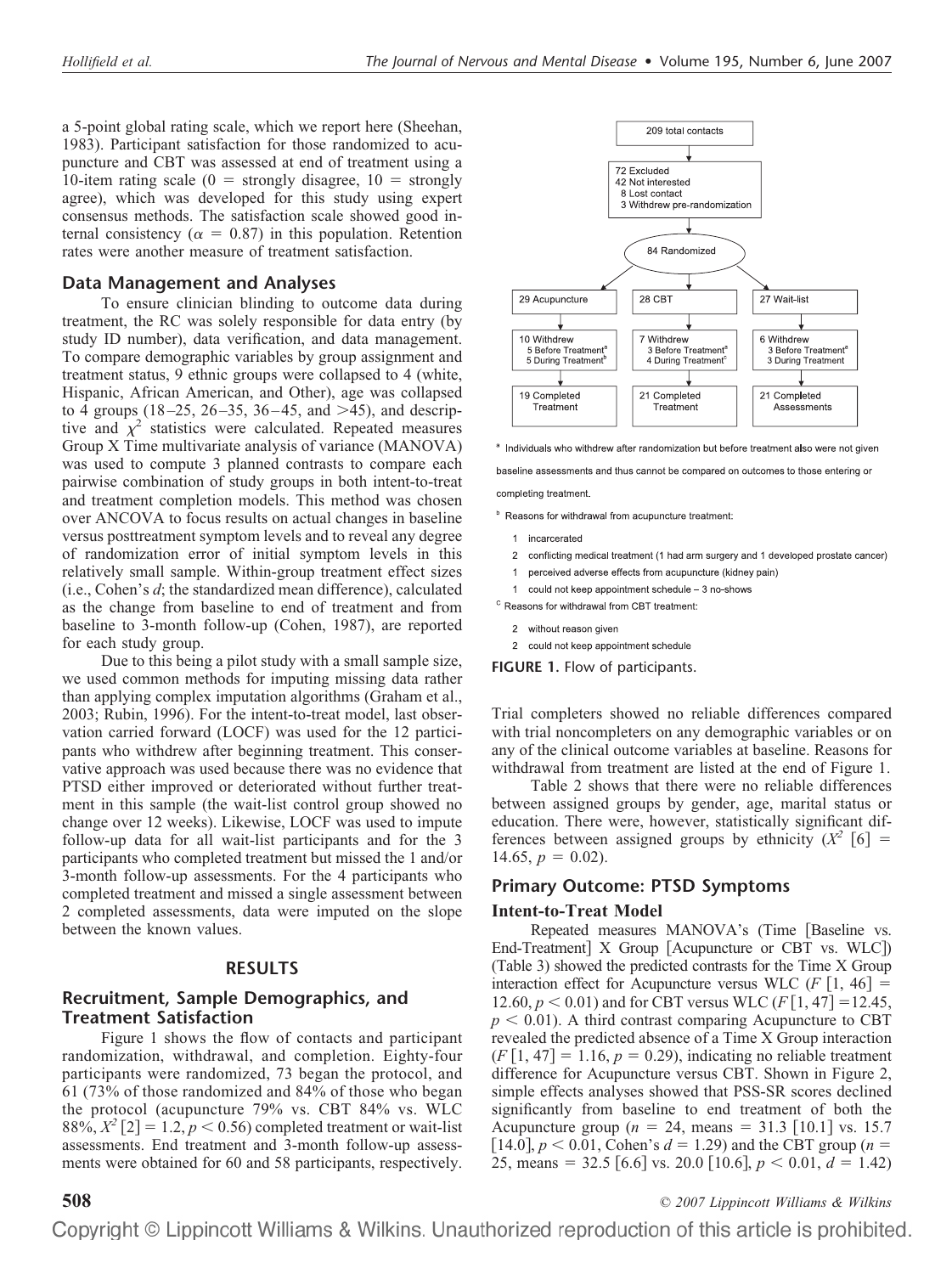a 5-point global rating scale, which we report here (Sheehan, 1983). Participant satisfaction for those randomized to acupuncture and CBT was assessed at end of treatment using a 10-item rating scale (0 = strongly disagree, 10 = strongly agree), which was developed for this study using expert consensus methods. The satisfaction scale showed good internal consistency ($\alpha = 0.87$) in this population. Retention rates were another measure of treatment satisfaction.

## Data Management and Analyses

To ensure clinician blinding to outcome data during treatment, the RC was solely responsible for data entry (by study ID number), data verification, and data management. To compare demographic variables by group assignment and treatment status, 9 ethnic groups were collapsed to 4 (white, Hispanic, African American, and Other), age was collapsed to 4 groups (18–25, 26–35, 36–45, and >45), and descriptive and $\chi^2$ statistics were calculated. Repeated measures Group X Time multivariate analysis of variance (MANOVA) was used to compute 3 planned contrasts to compare each pairwise combination of study groups in both intent-to-treat and treatment completion models. This method was chosen over ANCOVA to focus results on actual changes in baseline versus posttreatment symptom levels and to reveal any degree of randomization error of initial symptom levels in this relatively small sample. Within-group treatment effect sizes (i.e., Cohen's *d*; the standardized mean difference), calculated as the change from baseline to end of treatment and from baseline to 3-month follow-up (Cohen, 1987), are reported for each study group.

Due to this being a pilot study with a small sample size, we used common methods for imputing missing data rather than applying complex imputation algorithms (Graham et al., 2003; Rubin, 1996). For the intent-to-treat model, last observation carried forward (LOCF) was used for the 12 participants who withdrew after beginning treatment. This conservative approach was used because there was no evidence that PTSD either improved or deteriorated without further treatment in this sample (the wait-list control group showed no change over 12 weeks). Likewise, LOCF was used to impute follow-up data for all wait-list participants and for the 3 participants who completed treatment but missed the 1 and/or 3-month follow-up assessments. For the 4 participants who completed treatment and missed a single assessment between 2 completed assessments, data were imputed on the slope between the known values.

## RESULTS

## Recruitment, Sample Demographics, and Treatment Satisfaction

Figure 1 shows the flow of contacts and participant randomization, withdrawal, and completion. Eighty-four participants were randomized, 73 began the protocol, and 61 (73% of those randomized and 84% of those who began the protocol (acupuncture 79% vs. CBT 84% vs. WLC 88%, $X^2[2] = 1.2, p < 0.56$) completed treatment or wait-list assessments. End treatment and 3-month follow-up assessments were obtained for 60 and 58 participants, respectively.

209 total contacts

72 Excluded
42 Not interested
8 Lost contact
3 Withdrew pre-randomization

84 Randomized

| 29 Acupuncture | 28 CBT | 27 Wait-list |
|---|---|---|
| 10 Withdrew<br>5 Before Treatment[a]<br>5 During Treatment[b] | 7 Withdrew<br>3 Before Treatment[a]<br>4 During Treatment[c] | 6 Withdrew<br>3 Before Treatment[a]<br>3 During Treatment |
| 19 Completed Treatment | 21 Completed Treatment | 21 Completed Assessments |

[a] Individuals who withdrew after randomization but before treatment also were not given baseline assessments and thus cannot be compared on outcomes to those entering or completing treatment.

[b] Reasons for withdrawal from acupuncture treatment:

- 1 incarcerated
- 2 conflicting medical treatment (1 had arm surgery and 1 developed prostate cancer)
- 1 perceived adverse effects from acupuncture (kidney pain)
- 1 could not keep appointment schedule – 3 no-shows

[c] Reasons for withdrawal from CBT treatment:

- 2 without reason given
- 2 could not keep appointment schedule

**FIGURE 1.** Flow of participants.

Trial completers showed no reliable differences compared with trial noncompleters on any demographic variables or on any of the clinical outcome variables at baseline. Reasons for withdrawal from treatment are listed at the end of Figure 1.

Table 2 shows that there were no reliable differences between assigned groups by gender, age, marital status or education. There were, however, statistically significant differences between assigned groups by ethnicity ($X^2[6] = 14.65, p = 0.02$).

## Primary Outcome: PTSD Symptoms

### Intent-to-Treat Model

Repeated measures MANOVA's (Time [Baseline vs. End-Treatment] X Group [Acupuncture or CBT vs. WLC]) (Table 3) showed the predicted contrasts for the Time X Group interaction effect for Acupuncture versus WLC ($F[1, 46] = 12.60, p < 0.01$) and for CBT versus WLC ($F[1, 47] = 12.45, p < 0.01$). A third contrast comparing Acupuncture to CBT revealed the predicted absence of a Time X Group interaction ($F[1, 47] = 1.16, p = 0.29$), indicating no reliable treatment difference for Acupuncture versus CBT. Shown in Figure 2, simple effects analyses showed that PSS-SR scores declined significantly from baseline to end treatment of both the Acupuncture group ($n = 24$, means = 31.3 [10.1] vs. 15.7 [14.0], $p < 0.01$, Cohen's $d = 1.29$) and the CBT group ($n = 25$, means = 32.5 [6.6] vs. 20.0 [10.6], $p < 0.01$, $d = 1.42$)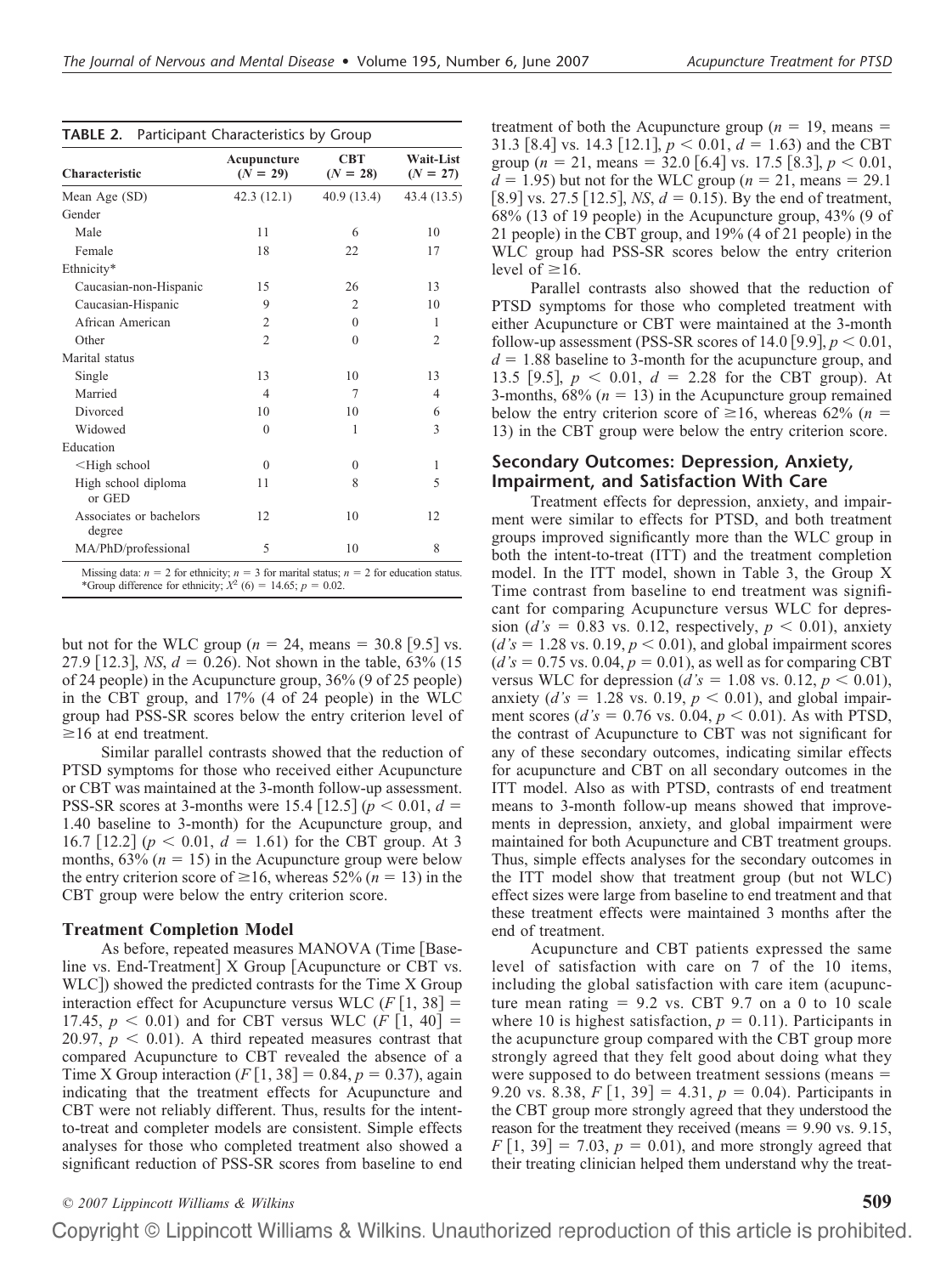**TABLE 2.** Participant Characteristics by Group

| Characteristic | Acupuncture ($N$ = 29) | CBT ($N$ = 28) | Wait-List ($N$ = 27) |
|---|---|---|---|
| Mean Age (SD) | 42.3 (12.1) | 40.9 (13.4) | 43.4 (13.5) |
| Gender | | | |
| Male | 11 | 6 | 10 |
| Female | 18 | 22 | 17 |
| Ethnicity* | | | |
| Caucasian-non-Hispanic | 15 | 26 | 13 |
| Caucasian-Hispanic | 9 | 2 | 10 |
| African American | 2 | 0 | 1 |
| Other | 2 | 0 | 2 |
| Marital status | | | |
| Single | 13 | 10 | 13 |
| Married | 4 | 7 | 4 |
| Divorced | 10 | 10 | 6 |
| Widowed | 0 | 1 | 3 |
| Education | | | |
| <High school | 0 | 0 | 1 |
| High school diploma or GED | 11 | 8 | 5 |
| Associates or bachelors degree | 12 | 10 | 12 |
| MA/PhD/professional | 5 | 10 | 8 |

Missing data: $n$ = 2 for ethnicity; $n$ = 3 for marital status; $n$ = 2 for education status.
*Group difference for ethnicity; $X^2$ (6) = 14.65; $p$ = 0.02.

but not for the WLC group ($n$ = 24, means = 30.8 [9.5] vs. 27.9 [12.3], *NS*, $d$ = 0.26). Not shown in the table, 63% (15 of 24 people) in the Acupuncture group, 36% (9 of 25 people) in the CBT group, and 17% (4 of 24 people) in the WLC group had PSS-SR scores below the entry criterion level of ≥16 at end treatment.

Similar parallel contrasts showed that the reduction of PTSD symptoms for those who received either Acupuncture or CBT was maintained at the 3-month follow-up assessment. PSS-SR scores at 3-months were 15.4 [12.5] ($p < 0.01$, $d$ = 1.40 baseline to 3-month) for the Acupuncture group, and 16.7 [12.2] ($p < 0.01$, $d$ = 1.61) for the CBT group. At 3 months, 63% ($n$ = 15) in the Acupuncture group were below the entry criterion score of ≥16, whereas 52% ($n$ = 13) in the CBT group were below the entry criterion score.

### Treatment Completion Model

As before, repeated measures MANOVA (Time [Baseline vs. End-Treatment] X Group [Acupuncture or CBT vs. WLC]) showed the predicted contrasts for the Time X Group interaction effect for Acupuncture versus WLC ($F$ [1, 38] = 17.45, $p < 0.01$) and for CBT versus WLC ($F$ [1, 40] = 20.97, $p < 0.01$). A third repeated measures contrast that compared Acupuncture to CBT revealed the absence of a Time X Group interaction ($F$ [1, 38] = 0.84, $p$ = 0.37), again indicating that the treatment effects for Acupuncture and CBT were not reliably different. Thus, results for the intent-to-treat and completer models are consistent. Simple effects analyses for those who completed treatment also showed a significant reduction of PSS-SR scores from baseline to end treatment of both the Acupuncture group ($n$ = 19, means = 31.3 [8.4] vs. 14.3 [12.1], $p < 0.01$, $d$ = 1.63) and the CBT group ($n$ = 21, means = 32.0 [6.4] vs. 17.5 [8.3], $p < 0.01$, $d$ = 1.95) but not for the WLC group ($n$ = 21, means = 29.1 [8.9] vs. 27.5 [12.5], *NS*, $d$ = 0.15). By the end of treatment, 68% (13 of 19 people) in the Acupuncture group, 43% (9 of 21 people) in the CBT group, and 19% (4 of 21 people) in the WLC group had PSS-SR scores below the entry criterion level of ≥16.

Parallel contrasts also showed that the reduction of PTSD symptoms for those who completed treatment with either Acupuncture or CBT were maintained at the 3-month follow-up assessment (PSS-SR scores of 14.0 [9.9], $p < 0.01$, $d$ = 1.88 baseline to 3-month for the acupuncture group, and 13.5 [9.5], $p < 0.01$, $d$ = 2.28 for the CBT group). At 3-months, 68% ($n$ = 13) in the Acupuncture group remained below the entry criterion score of ≥16, whereas 62% ($n$ = 13) in the CBT group were below the entry criterion score.

### Secondary Outcomes: Depression, Anxiety, Impairment, and Satisfaction With Care

Treatment effects for depression, anxiety, and impairment were similar to effects for PTSD, and both treatment groups improved significantly more than the WLC group in both the intent-to-treat (ITT) and the treatment completion model. In the ITT model, shown in Table 3, the Group X Time contrast from baseline to end treatment was significant for comparing Acupuncture versus WLC for depression ($d$'s = 0.83 vs. 0.12, respectively, $p < 0.01$), anxiety ($d$'s = 1.28 vs. 0.19, $p < 0.01$), and global impairment scores ($d$'s = 0.75 vs. 0.04, $p$ = 0.01), as well as for comparing CBT versus WLC for depression ($d$'s = 1.08 vs. 0.12, $p < 0.01$), anxiety ($d$'s = 1.28 vs. 0.19, $p < 0.01$), and global impairment scores ($d$'s = 0.76 vs. 0.04, $p < 0.01$). As with PTSD, the contrast of Acupuncture to CBT was not significant for any of these secondary outcomes, indicating similar effects for acupuncture and CBT on all secondary outcomes in the ITT model. Also as with PTSD, contrasts of end treatment means to 3-month follow-up means showed that improvements in depression, anxiety, and global impairment were maintained for both Acupuncture and CBT treatment groups. Thus, simple effects analyses for the secondary outcomes in the ITT model show that treatment group (but not WLC) effect sizes were large from baseline to end treatment and that these treatment effects were maintained 3 months after the end of treatment.

Acupuncture and CBT patients expressed the same level of satisfaction with care on 7 of the 10 items, including the global satisfaction with care item (acupuncture mean rating = 9.2 vs. CBT 9.7 on a 0 to 10 scale where 10 is highest satisfaction, $p$ = 0.11). Participants in the acupuncture group compared with the CBT group more strongly agreed that they felt good about doing what they were supposed to do between treatment sessions (means = 9.20 vs. 8.38, $F$ [1, 39] = 4.31, $p$ = 0.04). Participants in the CBT group more strongly agreed that they understood the reason for the treatment they received (means = 9.90 vs. 9.15, $F$ [1, 39] = 7.03, $p$ = 0.01), and more strongly agreed that their treating clinician helped them understand why the treat-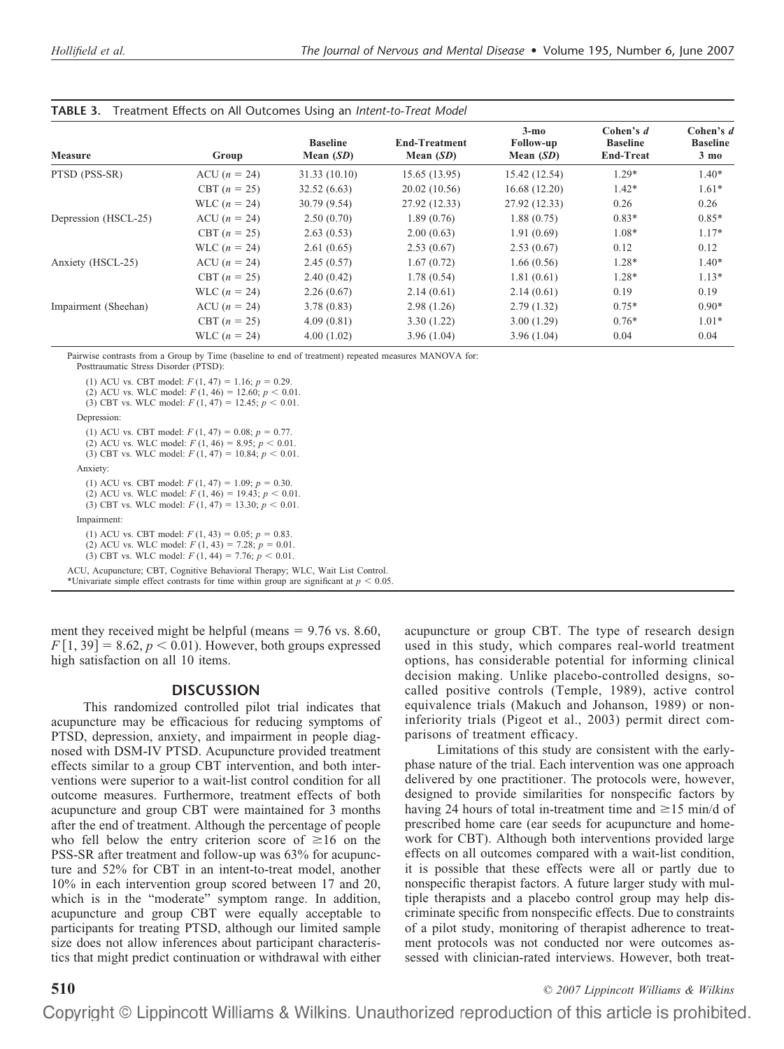**TABLE 3.** Treatment Effects on All Outcomes Using an *Intent-to-Treat Model*

| Measure | Group | Baseline Mean (*SD*) | End-Treatment Mean (*SD*) | 3-mo Follow-up Mean (*SD*) | Cohen's *d* Baseline End-Treat | Cohen's *d* Baseline 3 mo |
|---|---|---|---|---|---|---|
| PTSD (PSS-SR) | ACU ($n = 24$) | 31.33 (10.10) | 15.65 (13.95) | 15.42 (12.54) | 1.29* | 1.40* |
| | CBT ($n = 25$) | 32.52 (6.63) | 20.02 (10.56) | 16.68 (12.20) | 1.42* | 1.61* |
| | WLC ($n = 24$) | 30.79 (9.54) | 27.92 (12.33) | 27.92 (12.33) | 0.26 | 0.26 |
| Depression (HSCL-25) | ACU ($n = 24$) | 2.50 (0.70) | 1.89 (0.76) | 1.88 (0.75) | 0.83* | 0.85* |
| | CBT ($n = 25$) | 2.63 (0.53) | 2.00 (0.63) | 1.91 (0.69) | 1.08* | 1.17* |
| | WLC ($n = 24$) | 2.61 (0.65) | 2.53 (0.67) | 2.53 (0.67) | 0.12 | 0.12 |
| Anxiety (HSCL-25) | ACU ($n = 24$) | 2.45 (0.57) | 1.67 (0.72) | 1.66 (0.56) | 1.28* | 1.40* |
| | CBT ($n = 25$) | 2.40 (0.42) | 1.78 (0.54) | 1.81 (0.61) | 1.28* | 1.13* |
| | WLC ($n = 24$) | 2.26 (0.67) | 2.14 (0.61) | 2.14 (0.61) | 0.19 | 0.19 |
| Impairment (Sheehan) | ACU ($n = 24$) | 3.78 (0.83) | 2.98 (1.26) | 2.79 (1.32) | 0.75* | 0.90* |
| | CBT ($n = 25$) | 4.09 (0.81) | 3.30 (1.22) | 3.00 (1.29) | 0.76* | 1.01* |
| | WLC ($n = 24$) | 4.00 (1.02) | 3.96 (1.04) | 3.96 (1.04) | 0.04 | 0.04 |

Pairwise contrasts from a Group by Time (baseline to end of treatment) repeated measures MANOVA for:

Posttraumatic Stress Disorder (PTSD):

(1) ACU vs. CBT model: $F(1, 47) = 1.16$; $p = 0.29$.
(2) ACU vs. WLC model: $F(1, 46) = 12.60$; $p < 0.01$.
(3) CBT vs. WLC model: $F(1, 47) = 12.45$; $p < 0.01$.

Depression:

(1) ACU vs. CBT model: $F(1, 47) = 0.08$; $p = 0.77$.
(2) ACU vs. WLC model: $F(1, 46) = 8.95$; $p < 0.01$.
(3) CBT vs. WLC model: $F(1, 47) = 10.84$; $p < 0.01$.

Anxiety:

(1) ACU vs. CBT model: $F(1, 47) = 1.09$; $p = 0.30$.
(2) ACU vs. WLC model: $F(1, 46) = 19.43$; $p < 0.01$.
(3) CBT vs. WLC model: $F(1, 47) = 13.30$; $p < 0.01$.

Impairment:

(1) ACU vs. CBT model: $F(1, 43) = 0.05$; $p = 0.83$.
(2) ACU vs. WLC model: $F(1, 43) = 7.28$; $p = 0.01$.
(3) CBT vs. WLC model: $F(1, 44) = 7.76$; $p < 0.01$.

ACU, Acupuncture; CBT, Cognitive Behavioral Therapy; WLC, Wait List Control.
*Univariate simple effect contrasts for time within group are significant at $p < 0.05$.

ment they received might be helpful (means = 9.76 vs. 8.60, $F[1, 39] = 8.62$, $p < 0.01$). However, both groups expressed high satisfaction on all 10 items.

## DISCUSSION

This randomized controlled pilot trial indicates that acupuncture may be efficacious for reducing symptoms of PTSD, depression, anxiety, and impairment in people diagnosed with DSM-IV PTSD. Acupuncture provided treatment effects similar to a group CBT intervention, and both interventions were superior to a wait-list control condition for all outcome measures. Furthermore, treatment effects of both acupuncture and group CBT were maintained for 3 months after the end of treatment. Although the percentage of people who fell below the entry criterion score of ≥16 on the PSS-SR after treatment and follow-up was 63% for acupuncture and 52% for CBT in an intent-to-treat model, another 10% in each intervention group scored between 17 and 20, which is in the "moderate" symptom range. In addition, acupuncture and group CBT were equally acceptable to participants for treating PTSD, although our limited sample size does not allow inferences about participant characteristics that might predict continuation or withdrawal with either acupuncture or group CBT. The type of research design used in this study, which compares real-world treatment options, has considerable potential for informing clinical decision making. Unlike placebo-controlled designs, so-called positive controls (Temple, 1989), active control equivalence trials (Makuch and Johanson, 1989) or non-inferiority trials (Pigeot et al., 2003) permit direct comparisons of treatment efficacy.

Limitations of this study are consistent with the early-phase nature of the trial. Each intervention was one approach delivered by one practitioner. The protocols were, however, designed to provide similarities for nonspecific factors by having 24 hours of total in-treatment time and ≥15 min/d of prescribed home care (ear seeds for acupuncture and homework for CBT). Although both interventions provided large effects on all outcomes compared with a wait-list condition, it is possible that these effects were all or partly due to nonspecific therapist factors. A future larger study with multiple therapists and a placebo control group may help discriminate specific from nonspecific effects. Due to constraints of a pilot study, monitoring of therapist adherence to treatment protocols was not conducted nor were outcomes assessed with clinician-rated interviews. However, both treat-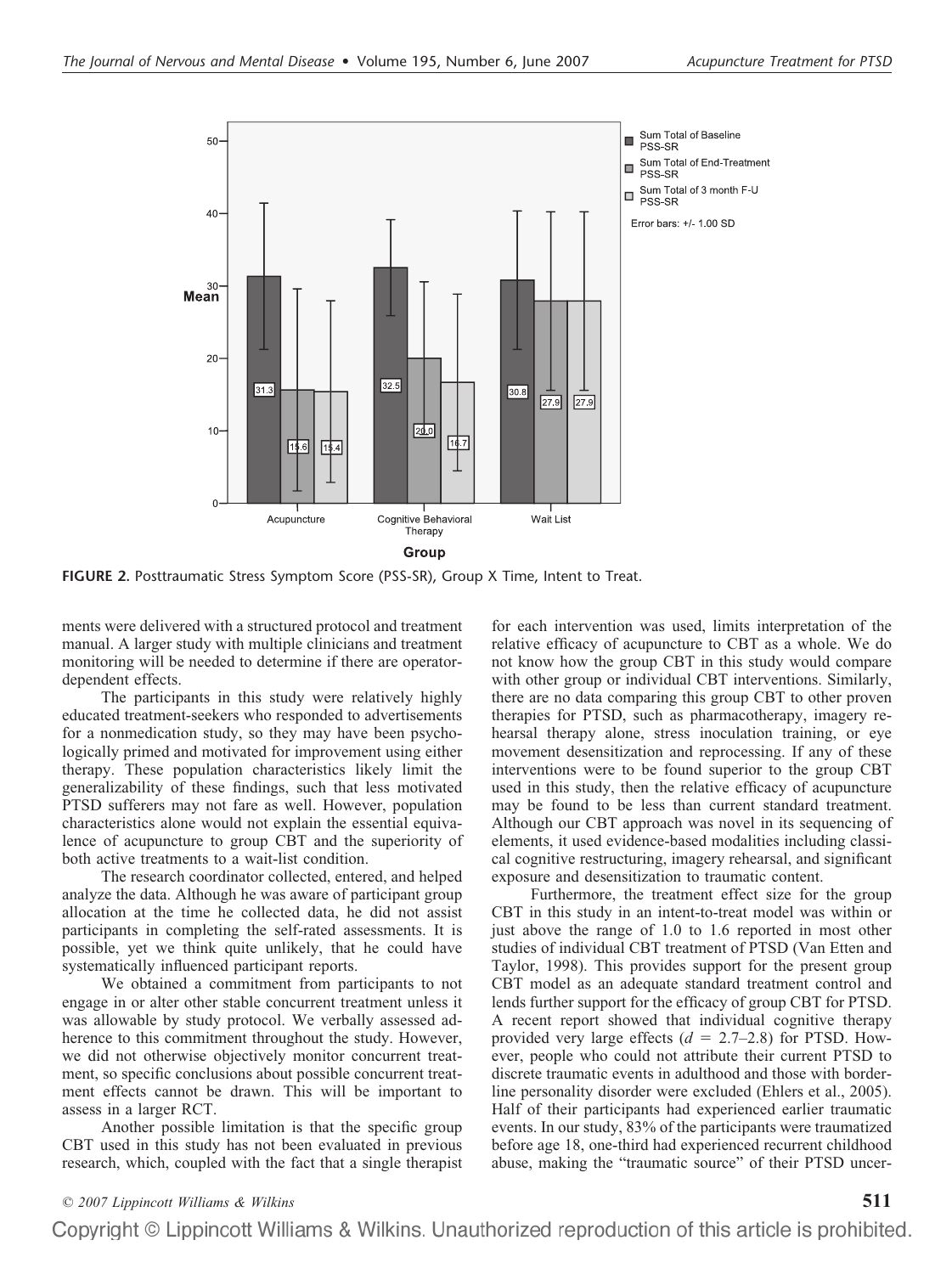50
40
30
Mean
20
10
0

31.3
15.6
15.4
32.5
20.0
16.7
30.8
27.9
27.9

Acupuncture
Cognitive Behavioral Therapy
Wait List

Group

Sum Total of Baseline PSS-SR
Sum Total of End-Treatment PSS-SR
Sum Total of 3 month F-U PSS-SR
Error bars: +/- 1.00 SD

**FIGURE 2.** Posttraumatic Stress Symptom Score (PSS-SR), Group X Time, Intent to Treat.

ments were delivered with a structured protocol and treatment manual. A larger study with multiple clinicians and treatment monitoring will be needed to determine if there are operator-dependent effects.

The participants in this study were relatively highly educated treatment-seekers who responded to advertisements for a nonmedication study, so they may have been psychologically primed and motivated for improvement using either therapy. These population characteristics likely limit the generalizability of these findings, such that less motivated PTSD sufferers may not fare as well. However, population characteristics alone would not explain the essential equivalence of acupuncture to group CBT and the superiority of both active treatments to a wait-list condition.

The research coordinator collected, entered, and helped analyze the data. Although he was aware of participant group allocation at the time he collected data, he did not assist participants in completing the self-rated assessments. It is possible, yet we think quite unlikely, that he could have systematically influenced participant reports.

We obtained a commitment from participants to not engage in or alter other stable concurrent treatment unless it was allowable by study protocol. We verbally assessed adherence to this commitment throughout the study. However, we did not otherwise objectively monitor concurrent treatment, so specific conclusions about possible concurrent treatment effects cannot be drawn. This will be important to assess in a larger RCT.

Another possible limitation is that the specific group CBT used in this study has not been evaluated in previous research, which, coupled with the fact that a single therapist for each intervention was used, limits interpretation of the relative efficacy of acupuncture to CBT as a whole. We do not know how the group CBT in this study would compare with other group or individual CBT interventions. Similarly, there are no data comparing this group CBT to other proven therapies for PTSD, such as pharmacotherapy, imagery rehearsal therapy alone, stress inoculation training, or eye movement desensitization and reprocessing. If any of these interventions were to be found superior to the group CBT used in this study, then the relative efficacy of acupuncture may be found to be less than current standard treatment. Although our CBT approach was novel in its sequencing of elements, it used evidence-based modalities including classical cognitive restructuring, imagery rehearsal, and significant exposure and desensitization to traumatic content.

Furthermore, the treatment effect size for the group CBT in this study in an intent-to-treat model was within or just above the range of 1.0 to 1.6 reported in most other studies of individual CBT treatment of PTSD (Van Etten and Taylor, 1998). This provides support for the present group CBT model as an adequate standard treatment control and lends further support for the efficacy of group CBT for PTSD. A recent report showed that individual cognitive therapy provided very large effects ($d$ = 2.7–2.8) for PTSD. However, people who could not attribute their current PTSD to discrete traumatic events in adulthood and those with borderline personality disorder were excluded (Ehlers et al., 2005). Half of their participants had experienced earlier traumatic events. In our study, 83% of the participants were traumatized before age 18, one-third had experienced recurrent childhood abuse, making the "traumatic source" of their PTSD uncer-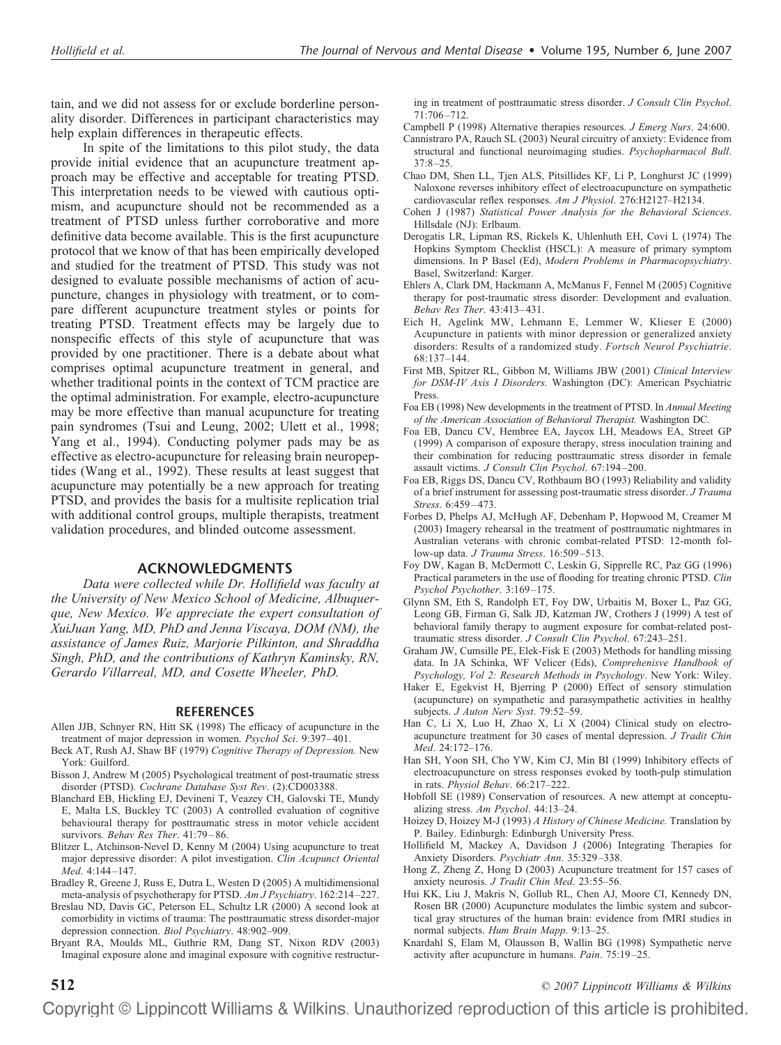tain, and we did not assess for or exclude borderline personality disorder. Differences in participant characteristics may help explain differences in therapeutic effects.

In spite of the limitations to this pilot study, the data provide initial evidence that an acupuncture treatment approach may be effective and acceptable for treating PTSD. This interpretation needs to be viewed with cautious optimism, and acupuncture should not be recommended as a treatment of PTSD unless further corroborative and more definitive data become available. This is the first acupuncture protocol that we know of that has been empirically developed and studied for the treatment of PTSD. This study was not designed to evaluate possible mechanisms of action of acupuncture, changes in physiology with treatment, or to compare different acupuncture treatment styles or points for treating PTSD. Treatment effects may be largely due to nonspecific effects of this style of acupuncture that was provided by one practitioner. There is a debate about what comprises optimal acupuncture treatment in general, and whether traditional points in the context of TCM practice are the optimal administration. For example, electro-acupuncture may be more effective than manual acupuncture for treating pain syndromes (Tsui and Leung, 2002; Ulett et al., 1998; Yang et al., 1994). Conducting polymer pads may be as effective as electro-acupuncture for releasing brain neuropeptides (Wang et al., 1992). These results at least suggest that acupuncture may potentially be a new approach for treating PTSD, and provides the basis for a multisite replication trial with additional control groups, multiple therapists, treatment validation procedures, and blinded outcome assessment.

## ACKNOWLEDGMENTS

*Data were collected while Dr. Hollifield was faculty at the University of New Mexico School of Medicine, Albuquerque, New Mexico. We appreciate the expert consultation of XuiJuan Yang, MD, PhD and Jenna Viscaya, DOM (NM), the assistance of James Ruiz, Marjorie Pilkinton, and Shraddha Singh, PhD, and the contributions of Kathryn Kaminsky, RN, Gerardo Villarreal, MD, and Cosette Wheeler, PhD.*

## REFERENCES

Allen JJB, Schnyer RN, Hitt SK (1998) The efficacy of acupuncture in the treatment of major depression in women. *Psychol Sci*. 9:397–401.

Beck AT, Rush AJ, Shaw BF (1979) *Cognitive Therapy of Depression.* New York: Guilford.

Bisson J, Andrew M (2005) Psychological treatment of post-traumatic stress disorder (PTSD). *Cochrane Database Syst Rev*. (2):CD003388.

Blanchard EB, Hickling EJ, Devineni T, Veazey CH, Galovski TE, Mundy E, Malta LS, Buckley TC (2003) A controlled evaluation of cognitive behavioural therapy for posttraumatic stress in motor vehicle accident survivors. *Behav Res Ther*. 41:79–86.

Blitzer L, Atchinson-Nevel D, Kenny M (2004) Using acupuncture to treat major depressive disorder: A pilot investigation. *Clin Acupunct Oriental Med*. 4:144–147.

Bradley R, Greene J, Russ E, Dutra L, Westen D (2005) A multidimensional meta-analysis of psychotherapy for PTSD. *Am J Psychiatry*. 162:214–227.

Breslau ND, Davis GC, Peterson EL, Schultz LR (2000) A second look at comorbidity in victims of trauma: The posttraumatic stress disorder-major depression connection. *Biol Psychiatry*. 48:902–909.

Bryant RA, Moulds ML, Guthrie RM, Dang ST, Nixon RDV (2003) Imaginal exposure alone and imaginal exposure with cognitive restructuring in treatment of posttraumatic stress disorder. *J Consult Clin Psychol*. 71:706–712.

Campbell P (1998) Alternative therapies resources. *J Emerg Nurs*. 24:600.

Cannistraro PA, Rauch SL (2003) Neural circuitry of anxiety: Evidence from structural and functional neuroimaging studies. *Psychopharmacol Bull*. 37:8–25.

Chao DM, Shen LL, Tjen ALS, Pitsillides KF, Li P, Longhurst JC (1999) Naloxone reverses inhibitory effect of electroacupuncture on sympathetic cardiovascular reflex responses. *Am J Physiol*. 276:H2127–H2134.

Cohen J (1987) *Statistical Power Analysis for the Behavioral Sciences*. Hillsdale (NJ): Erlbaum.

Derogatis LR, Lipman RS, Rickels K, Uhlenhuth EH, Covi L (1974) The Hopkins Symptom Checklist (HSCL): A measure of primary symptom dimensions. In P Basel (Ed), *Modern Problems in Pharmacopsychiatry*. Basel, Switzerland: Karger.

Ehlers A, Clark DM, Hackmann A, McManus F, Fennel M (2005) Cognitive therapy for post-traumatic stress disorder: Development and evaluation. *Behav Res Ther*. 43:413–431.

Eich H, Agelink MW, Lehmann E, Lemmer W, Klieser E (2000) Acupuncture in patients with minor depression or generalized anxiety disorders: Results of a randomized study. *Fortsch Neurol Psychiatrie*. 68:137–144.

First MB, Spitzer RL, Gibbon M, Williams JBW (2001) *Clinical Interview for DSM-IV Axis I Disorders.* Washington (DC): American Psychiatric Press.

Foa EB (1998) New developments in the treatment of PTSD. In *Annual Meeting of the American Association of Behavioral Therapist.* Washington DC.

Foa EB, Dancu CV, Hembree EA, Jaycox LH, Meadows EA, Street GP (1999) A comparison of exposure therapy, stress inoculation training and their combination for reducing posttraumatic stress disorder in female assault victims. *J Consult Clin Psychol*. 67:194–200.

Foa EB, Riggs DS, Dancu CV, Rothbaum BO (1993) Reliability and validity of a brief instrument for assessing post-traumatic stress disorder. *J Trauma Stress*. 6:459–473.

Forbes D, Phelps AJ, McHugh AF, Debenham P, Hopwood M, Creamer M (2003) Imagery rehearsal in the treatment of posttraumatic nightmares in Australian veterans with chronic combat-related PTSD: 12-month follow-up data. *J Trauma Stress*. 16:509–513.

Foy DW, Kagan B, McDermott C, Leskin G, Sipprelle RC, Paz GG (1996) Practical parameters in the use of flooding for treating chronic PTSD. *Clin Psychol Psychother*. 3:169–175.

Glynn SM, Eth S, Randolph ET, Foy DW, Urbaitis M, Boxer L, Paz GG, Leong GB, Firman G, Salk JD, Katzman JW, Crothers J (1999) A test of behavioral family therapy to augment exposure for combat-related posttraumatic stress disorder. *J Consult Clin Psychol*. 67:243–251.

Graham JW, Cumsille PE, Elek-Fisk E (2003) Methods for handling missing data. In JA Schinka, WF Velicer (Eds), *Comprehenisve Handbook of Psychology, Vol 2: Research Methods in Psychology*. New York: Wiley.

Haker E, Egekvist H, Bjerring P (2000) Effect of sensory stimulation (acupuncture) on sympathetic and parasympathetic activities in healthy subjects. *J Auton Nerv Syst*. 79:52–59.

Han C, Li X, Luo H, Zhao X, Li X (2004) Clinical study on electroacupuncture treatment for 30 cases of mental depression. *J Tradit Chin Med*. 24:172–176.

Han SH, Yoon SH, Cho YW, Kim CJ, Min BI (1999) Inhibitory effects of electroacupuncture on stress responses evoked by tooth-pulp stimulation in rats. *Physiol Behav*. 66:217–222.

Hobfoll SE (1989) Conservation of resources. A new attempt at conceptualizing stress. *Am Psychol*. 44:13–24.

Hoizey D, Hoizey M-J (1993) *A History of Chinese Medicine.* Translation by P. Bailey. Edinburgh: Edinburgh University Press.

Hollifield M, Mackey A, Davidson J (2006) Integrating Therapies for Anxiety Disorders. *Psychiatr Ann*. 35:329–338.

Hong Z, Zheng Z, Hong D (2003) Acupuncture treatment for 157 cases of anxiety neurosis. *J Tradit Chin Med*. 23:55–56.

Hui KK, Liu J, Makris N, Gollub RL, Chen AJ, Moore CI, Kennedy DN, Rosen BR (2000) Acupuncture modulates the limbic system and subcortical gray structures of the human brain: evidence from fMRI studies in normal subjects. *Hum Brain Mapp*. 9:13–25.

Knardahl S, Elam M, Olausson B, Wallin BG (1998) Sympathetic nerve activity after acupuncture in humans. *Pain*. 75:19–25.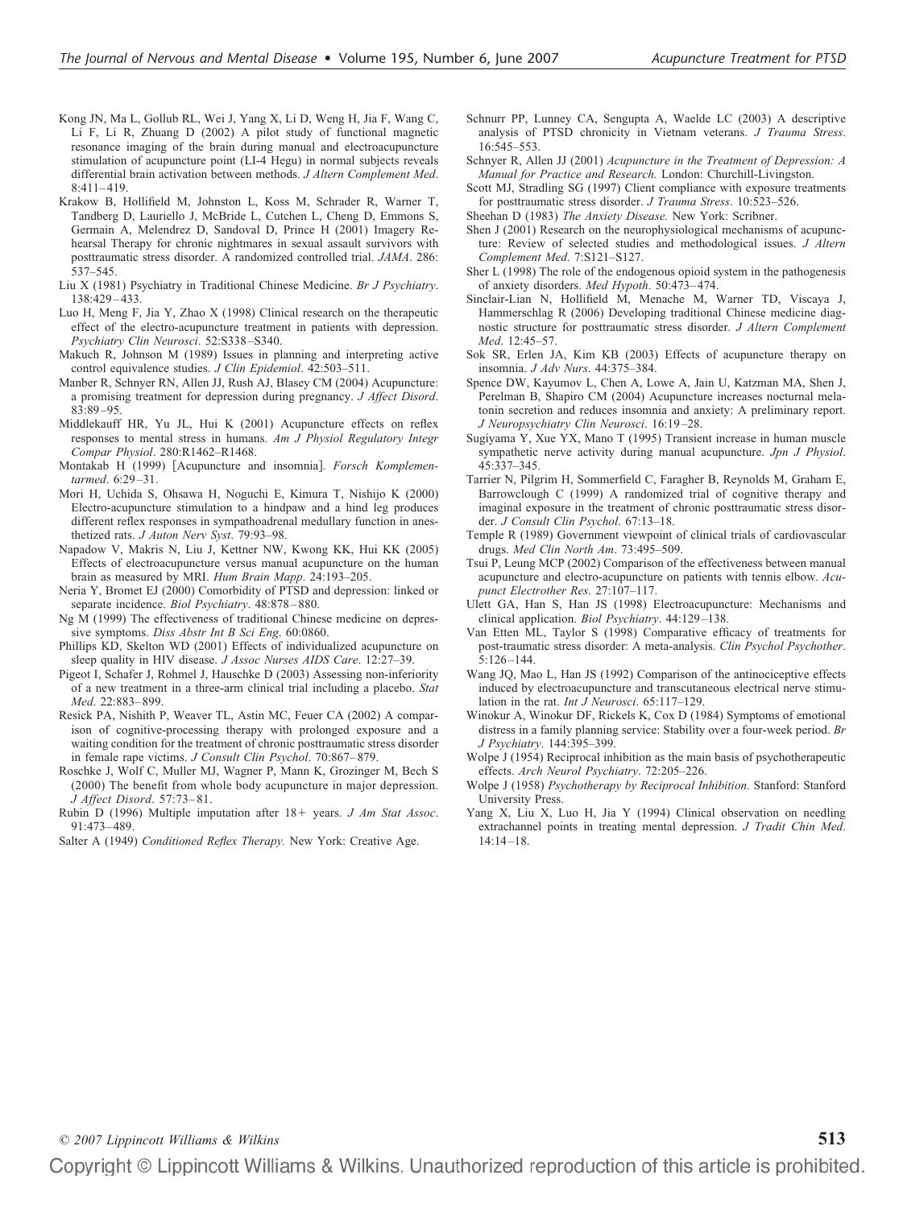Kong JN, Ma L, Gollub RL, Wei J, Yang X, Li D, Weng H, Jia F, Wang C, Li F, Li R, Zhuang D (2002) A pilot study of functional magnetic resonance imaging of the brain during manual and electroacupuncture stimulation of acupuncture point (LI-4 Hegu) in normal subjects reveals differential brain activation between methods. *J Altern Complement Med*. 8:411–419.

Krakow B, Hollifield M, Johnston L, Koss M, Schrader R, Warner T, Tandberg D, Lauriello J, McBride L, Cutchen L, Cheng D, Emmons S, Germain A, Melendrez D, Sandoval D, Prince H (2001) Imagery Rehearsal Therapy for chronic nightmares in sexual assault survivors with posttraumatic stress disorder. A randomized controlled trial. *JAMA*. 286: 537–545.

Liu X (1981) Psychiatry in Traditional Chinese Medicine. *Br J Psychiatry*. 138:429–433.

Luo H, Meng F, Jia Y, Zhao X (1998) Clinical research on the therapeutic effect of the electro-acupuncture treatment in patients with depression. *Psychiatry Clin Neurosci*. 52:S338–S340.

Makuch R, Johnson M (1989) Issues in planning and interpreting active control equivalence studies. *J Clin Epidemiol*. 42:503–511.

Manber R, Schnyer RN, Allen JJ, Rush AJ, Blasey CM (2004) Acupuncture: a promising treatment for depression during pregnancy. *J Affect Disord*. 83:89–95.

Middlekauff HR, Yu JL, Hui K (2001) Acupuncture effects on reflex responses to mental stress in humans. *Am J Physiol Regulatory Integr Compar Physiol*. 280:R1462–R1468.

Montakab H (1999) [Acupuncture and insomnia]. *Forsch Komplementarmed*. 6:29–31.

Mori H, Uchida S, Ohsawa H, Noguchi E, Kimura T, Nishijo K (2000) Electro-acupuncture stimulation to a hindpaw and a hind leg produces different reflex responses in sympathoadrenal medullary function in anesthetized rats. *J Auton Nerv Syst*. 79:93–98.

Napadow V, Makris N, Liu J, Kettner NW, Kwong KK, Hui KK (2005) Effects of electroacupuncture versus manual acupuncture on the human brain as measured by MRI. *Hum Brain Mapp*. 24:193–205.

Neria Y, Bromet EJ (2000) Comorbidity of PTSD and depression: linked or separate incidence. *Biol Psychiatry*. 48:878–880.

Ng M (1999) The effectiveness of traditional Chinese medicine on depressive symptoms. *Diss Abstr Int B Sci Eng*. 60:0860.

Phillips KD, Skelton WD (2001) Effects of individualized acupuncture on sleep quality in HIV disease. *J Assoc Nurses AIDS Care*. 12:27–39.

Pigeot I, Schafer J, Rohmel J, Hauschke D (2003) Assessing non-inferiority of a new treatment in a three-arm clinical trial including a placebo. *Stat Med*. 22:883–899.

Resick PA, Nishith P, Weaver TL, Astin MC, Feuer CA (2002) A comparison of cognitive-processing therapy with prolonged exposure and a waiting condition for the treatment of chronic posttraumatic stress disorder in female rape victims. *J Consult Clin Psychol*. 70:867–879.

Roschke J, Wolf C, Muller MJ, Wagner P, Mann K, Grozinger M, Bech S (2000) The benefit from whole body acupuncture in major depression. *J Affect Disord*. 57:73–81.

Rubin D (1996) Multiple imputation after 18+ years. *J Am Stat Assoc*. 91:473–489.

Salter A (1949) *Conditioned Reflex Therapy.* New York: Creative Age.

Schnurr PP, Lunney CA, Sengupta A, Waelde LC (2003) A descriptive analysis of PTSD chronicity in Vietnam veterans. *J Trauma Stress*. 16:545–553.

Schnyer R, Allen JJ (2001) *Acupuncture in the Treatment of Depression: A Manual for Practice and Research.* London: Churchill-Livingston.

Scott MJ, Stradling SG (1997) Client compliance with exposure treatments for posttraumatic stress disorder. *J Trauma Stress*. 10:523–526.

Sheehan D (1983) *The Anxiety Disease.* New York: Scribner.

Shen J (2001) Research on the neurophysiological mechanisms of acupuncture: Review of selected studies and methodological issues. *J Altern Complement Med*. 7:S121–S127.

Sher L (1998) The role of the endogenous opioid system in the pathogenesis of anxiety disorders. *Med Hypoth*. 50:473–474.

Sinclair-Lian N, Hollifield M, Menache M, Warner TD, Viscaya J, Hammerschlag R (2006) Developing traditional Chinese medicine diagnostic structure for posttraumatic stress disorder. *J Altern Complement Med*. 12:45–57.

Sok SR, Erlen JA, Kim KB (2003) Effects of acupuncture therapy on insomnia. *J Adv Nurs*. 44:375–384.

Spence DW, Kayumov L, Chen A, Lowe A, Jain U, Katzman MA, Shen J, Perelman B, Shapiro CM (2004) Acupuncture increases nocturnal melatonin secretion and reduces insomnia and anxiety: A preliminary report. *J Neuropsychiatry Clin Neurosci*. 16:19–28.

Sugiyama Y, Xue YX, Mano T (1995) Transient increase in human muscle sympathetic nerve activity during manual acupuncture. *Jpn J Physiol*. 45:337–345.

Tarrier N, Pilgrim H, Sommerfield C, Faragher B, Reynolds M, Graham E, Barrowclough C (1999) A randomized trial of cognitive therapy and imaginal exposure in the treatment of chronic posttraumatic stress disorder. *J Consult Clin Psychol*. 67:13–18.

Temple R (1989) Government viewpoint of clinical trials of cardiovascular drugs. *Med Clin North Am*. 73:495–509.

Tsui P, Leung MCP (2002) Comparison of the effectiveness between manual acupuncture and electro-acupuncture on patients with tennis elbow. *Acupunct Electrother Res*. 27:107–117.

Ulett GA, Han S, Han JS (1998) Electroacupuncture: Mechanisms and clinical application. *Biol Psychiatry*. 44:129–138.

Van Etten ML, Taylor S (1998) Comparative efficacy of treatments for post-traumatic stress disorder: A meta-analysis. *Clin Psychol Psychother*. 5:126–144.

Wang JQ, Mao L, Han JS (1992) Comparison of the antinociceptive effects induced by electroacupuncture and transcutaneous electrical nerve stimulation in the rat. *Int J Neurosci*. 65:117–129.

Winokur A, Winokur DF, Rickels K, Cox D (1984) Symptoms of emotional distress in a family planning service: Stability over a four-week period. *Br J Psychiatry*. 144:395–399.

Wolpe J (1954) Reciprocal inhibition as the main basis of psychotherapeutic effects. *Arch Neurol Psychiatry*. 72:205–226.

Wolpe J (1958) *Psychotherapy by Reciprocal Inhibition.* Stanford: Stanford University Press.

Yang X, Liu X, Luo H, Jia Y (1994) Clinical observation on needling extrachannel points in treating mental depression. *J Tradit Chin Med*. 14:14–18.